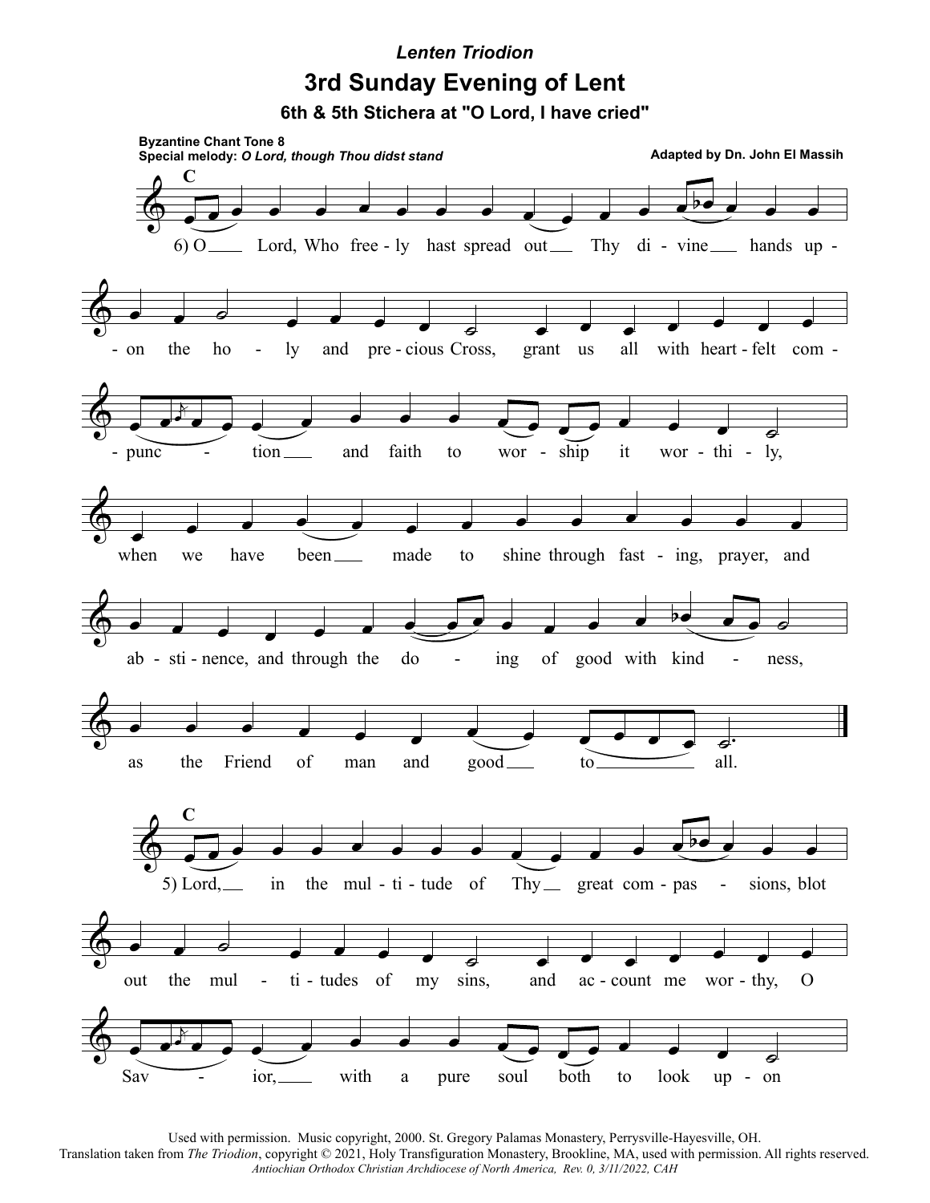*Lenten Triodion*

# 3rd Sunday Evening of Lent

## 6th & 5th Stichera at "O Lord, I have cried"

**Byzantine Chant Tone 8**
**Special melody:** ***O Lord, though Thou didst stand***

**Adapted by Dn. John El Massih**

C

6) O Lord, Who freely hast spread out Thy divine hands upon the holy and precious Cross, grant us all with heartfelt compunction and faith to worship it worthily, when we have been made to shine through fasting, prayer, and abstinence, and through the doing of good with kindness, as the Friend of man and good to all.

C

5) Lord, in the multitude of Thy great compassions, blot out the multitudes of my sins, and account me worthy, O Savior, with a pure soul both to look upon

Used with permission. Music copyright, 2000. St. Gregory Palamas Monastery, Perrysville-Hayesville, OH.
Translation taken from *The Triodion*, copyright © 2021, Holy Transfiguration Monastery, Brookline, MA, used with permission. All rights reserved.
*Antiochian Orthodox Christian Archdiocese of North America, Rev. 0, 3/11/2022, CAH*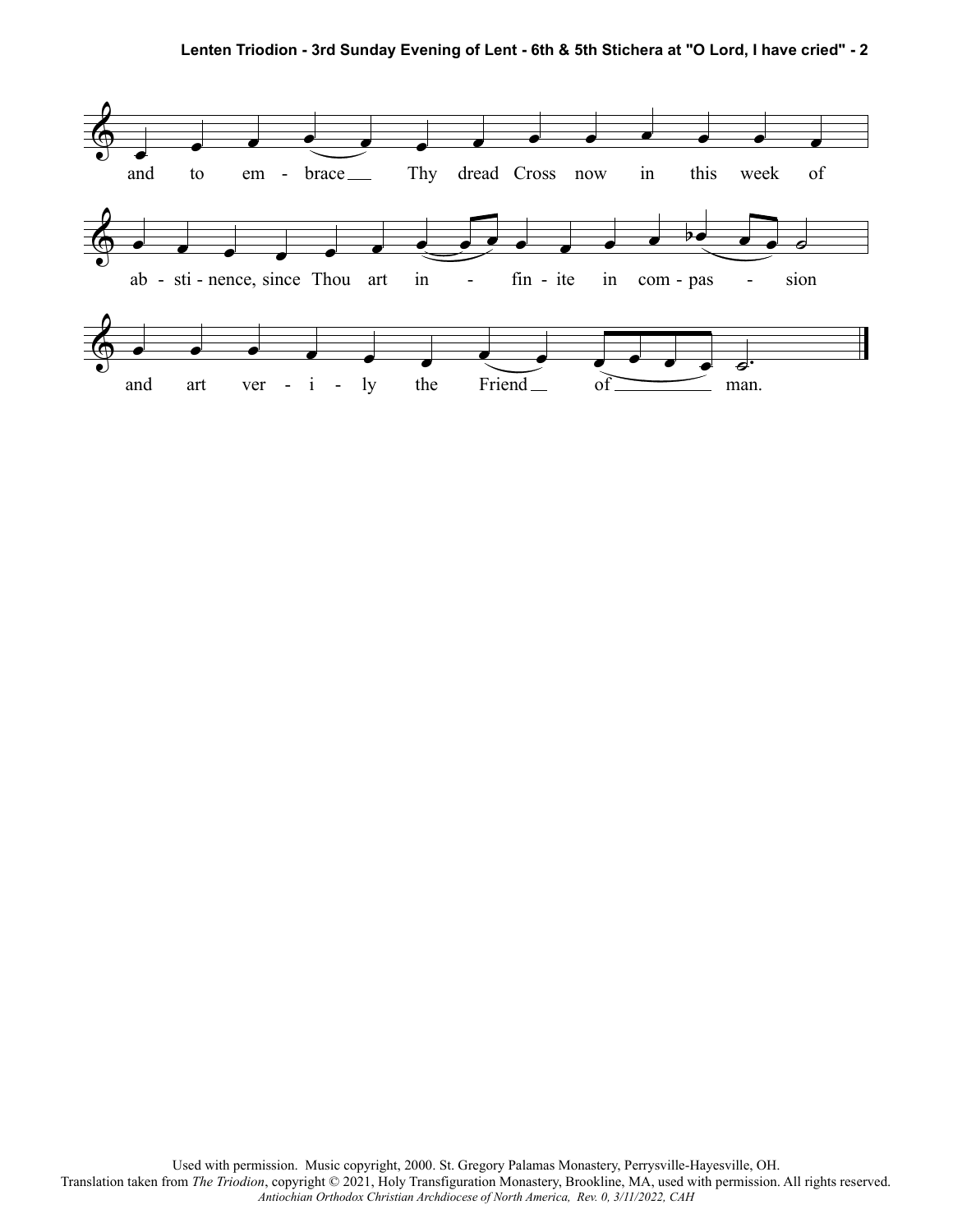and to em - brace Thy dread Cross now in this week of

ab - sti - nence, since Thou art in - fin - ite in com - pas - sion

and art ver - i - ly the Friend of man.

Used with permission. Music copyright, 2000. St. Gregory Palamas Monastery, Perrysville-Hayesville, OH.
Translation taken from *The Triodion*, copyright © 2021, Holy Transfiguration Monastery, Brookline, MA, used with permission. All rights reserved.
*Antiochian Orthodox Christian Archdiocese of North America, Rev. 0, 3/11/2022, CAH*